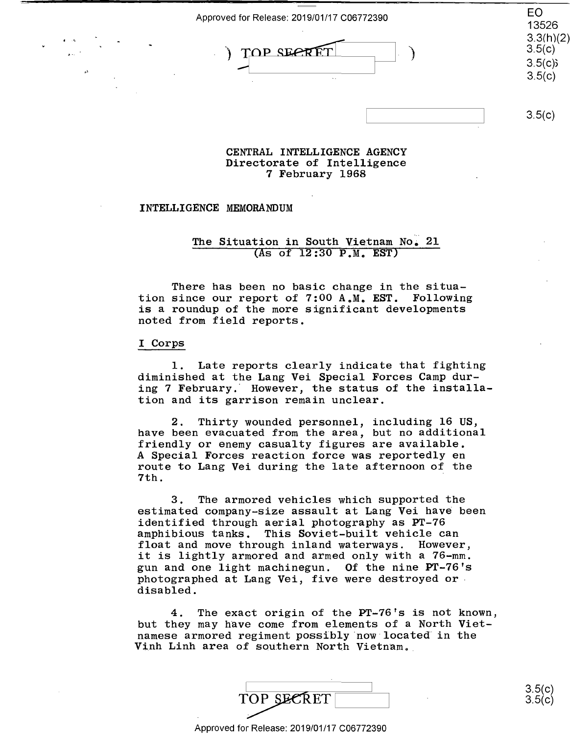TOP SECRET

CENTRAL INTELLIGENCE AGENCY
Directorate of Intelligence
7 February 1968

INTELLIGENCE MEMORANDUM

## The Situation in South Vietnam No. 21
(As of 12:30 P.M. EST)

There has been no basic change in the situation since our report of 7:00 A.M. EST. Following is a roundup of the more significant developments noted from field reports.

### I Corps

1. Late reports clearly indicate that fighting diminished at the Lang Vei Special Forces Camp during 7 February. However, the status of the installation and its garrison remain unclear.

2. Thirty wounded personnel, including 16 US, have been evacuated from the area, but no additional friendly or enemy casualty figures are available. A Special Forces reaction force was reportedly en route to Lang Vei during the late afternoon of the 7th.

3. The armored vehicles which supported the estimated company-size assault at Lang Vei have been identified through aerial photography as PT-76 amphibious tanks. This Soviet-built vehicle can float and move through inland waterways. However, it is lightly armored and armed only with a 76-mm. gun and one light machinegun. Of the nine PT-76's photographed at Lang Vei, five were destroyed or disabled.

4. The exact origin of the PT-76's is not known, but they may have come from elements of a North Vietnamese armored regiment possibly now located in the Vinh Linh area of southern North Vietnam.

TOP SECRET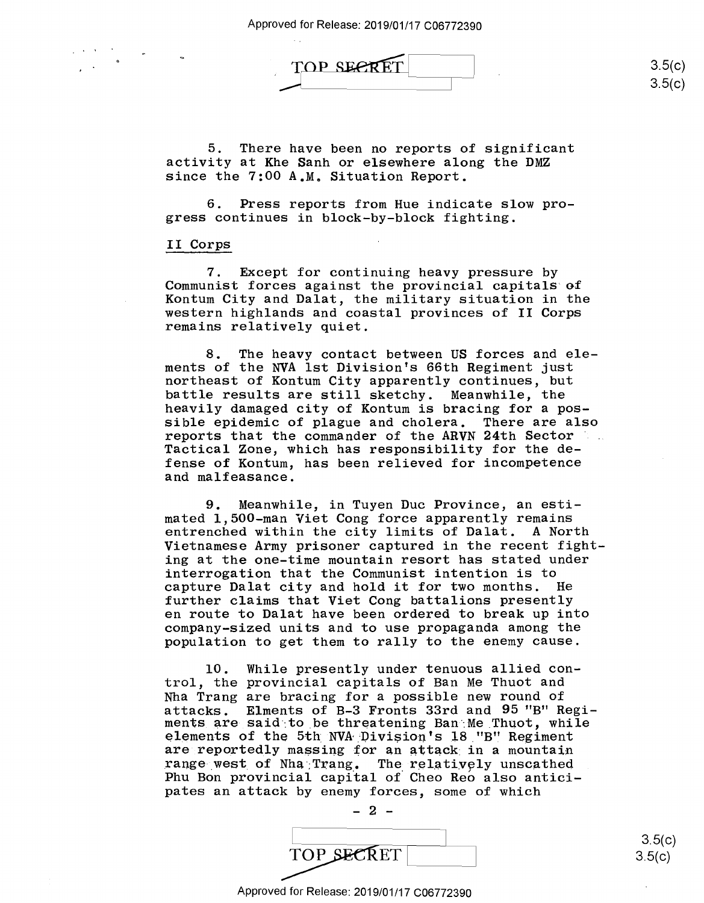5. There have been no reports of significant activity at Khe Sanh or elsewhere along the DMZ since the 7:00 A.M. Situation Report.

6. Press reports from Hue indicate slow progress continues in block-by-block fighting.

## II Corps

7. Except for continuing heavy pressure by Communist forces against the provincial capitals of Kontum City and Dalat, the military situation in the western highlands and coastal provinces of II Corps remains relatively quiet.

8. The heavy contact between US forces and elements of the NVA 1st Division's 66th Regiment just northeast of Kontum City apparently continues, but battle results are still sketchy. Meanwhile, the heavily damaged city of Kontum is bracing for a possible epidemic of plague and cholera. There are also reports that the commander of the ARVN 24th Sector Tactical Zone, which has responsibility for the defense of Kontum, has been relieved for incompetence and malfeasance.

9. Meanwhile, in Tuyen Duc Province, an estimated 1,500-man Viet Cong force apparently remains entrenched within the city limits of Dalat. A North Vietnamese Army prisoner captured in the recent fighting at the one-time mountain resort has stated under interrogation that the Communist intention is to capture Dalat city and hold it for two months. He further claims that Viet Cong battalions presently en route to Dalat have been ordered to break up into company-sized units and to use propaganda among the population to get them to rally to the enemy cause.

10. While presently under tenuous allied control, the provincial capitals of Ban Me Thuot and Nha Trang are bracing for a possible new round of attacks. Elments of B-3 Fronts 33rd and 95 "B" Regiments are said to be threatening Ban Me Thuot, while elements of the 5th NVA Division's 18 "B" Regiment are reportedly massing for an attack in a mountain range west of Nha Trang. The relatively unscathed Phu Bon provincial capital of Cheo Reo also anticipates an attack by enemy forces, some of which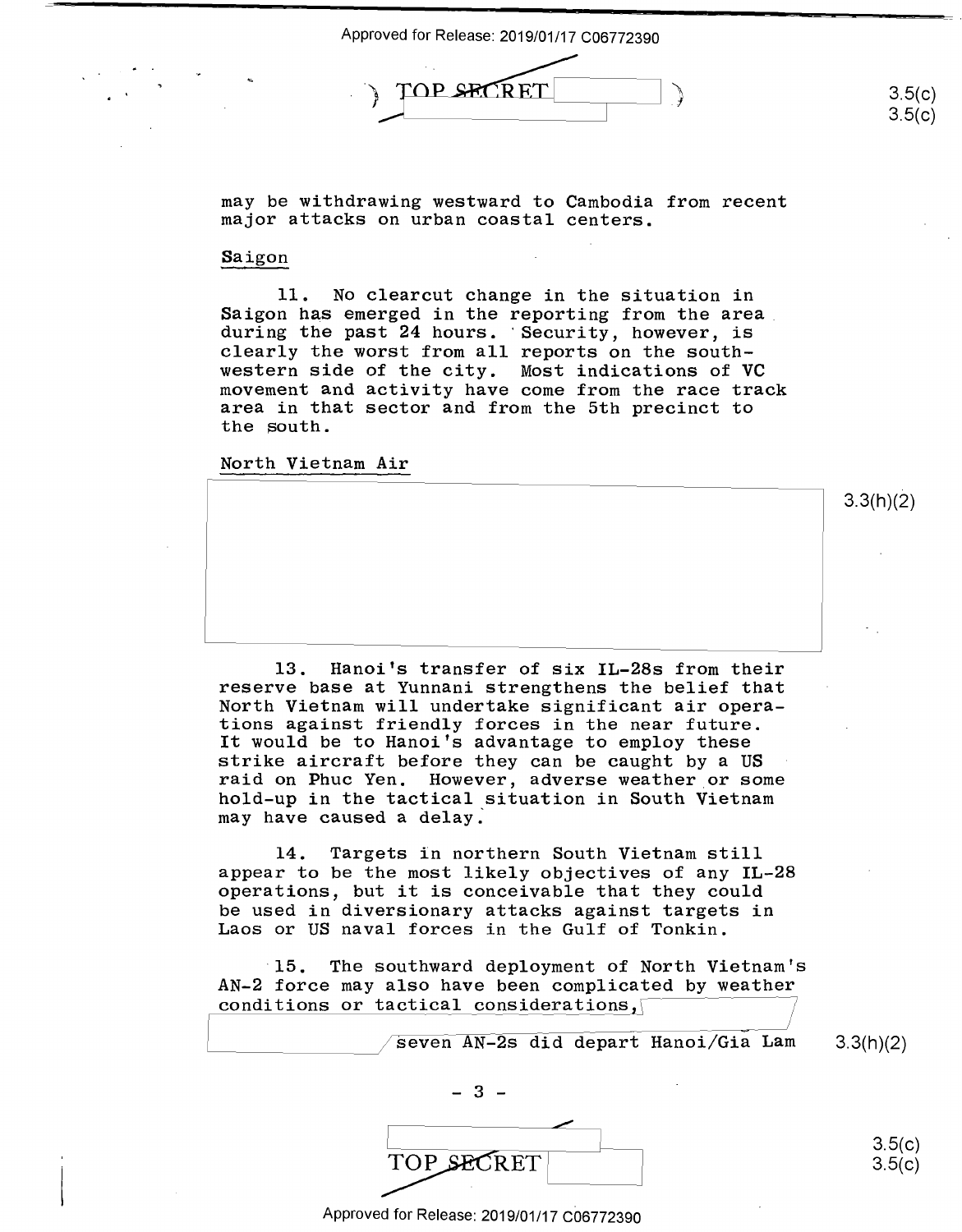may be withdrawing westward to Cambodia from recent major attacks on urban coastal centers.

Saigon

11. No clearcut change in the situation in Saigon has emerged in the reporting from the area during the past 24 hours. Security, however, is clearly the worst from all reports on the southwestern side of the city. Most indications of VC movement and activity have come from the race track area in that sector and from the 5th precinct to the south.

North Vietnam Air

3.3(h)(2)

13. Hanoi's transfer of six IL-28s from their reserve base at Yunnani strengthens the belief that North Vietnam will undertake significant air operations against friendly forces in the near future. It would be to Hanoi's advantage to employ these strike aircraft before they can be caught by a US raid on Phuc Yen. However, adverse weather or some hold-up in the tactical situation in South Vietnam may have caused a delay.

14. Targets in northern South Vietnam still appear to be the most likely objectives of any IL-28 operations, but it is conceivable that they could be used in diversionary attacks against targets in Laos or US naval forces in the Gulf of Tonkin.

15. The southward deployment of North Vietnam's AN-2 force may also have been complicated by weather conditions or tactical considerations, seven AN-2s did depart Hanoi/Gia Lam 3.3(h)(2)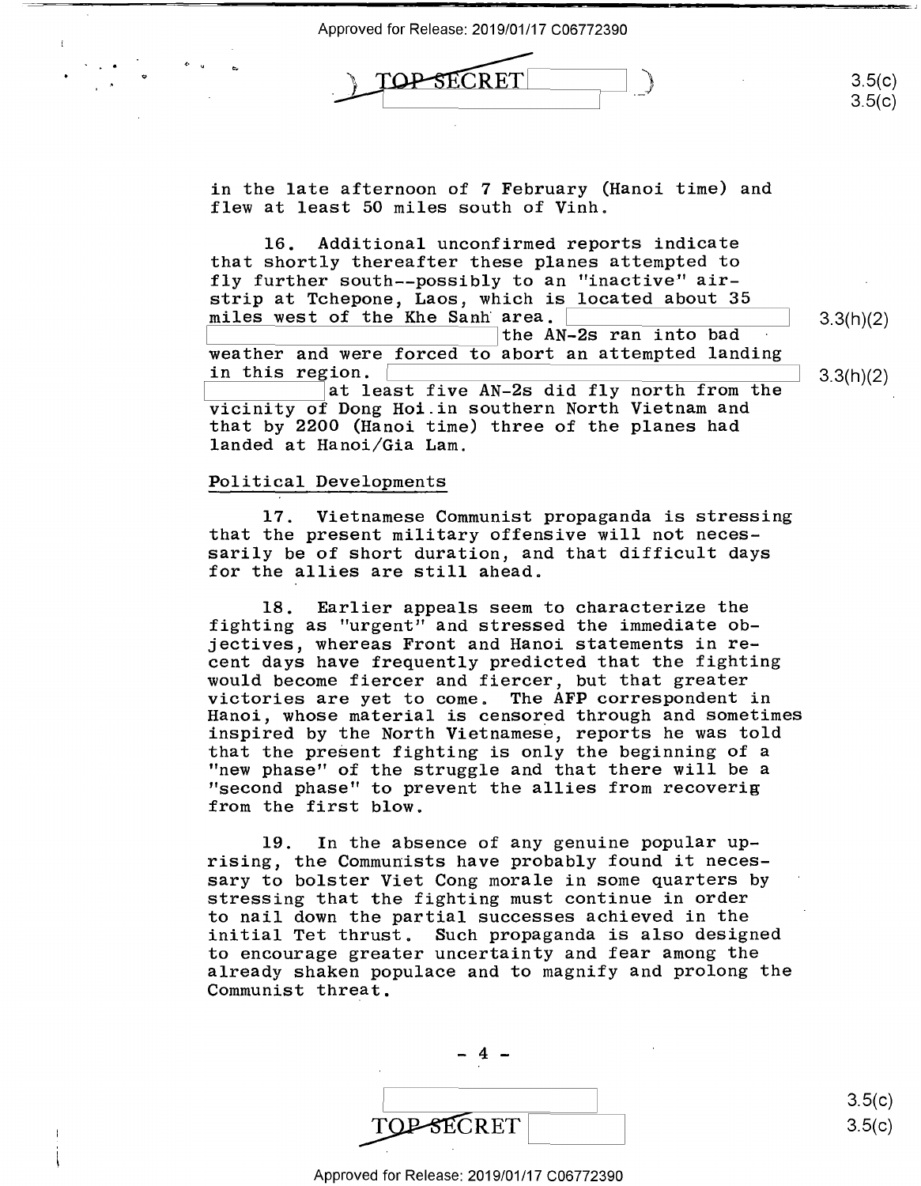in the late afternoon of 7 February (Hanoi time) and flew at least 50 miles south of Vinh.

16. Additional unconfirmed reports indicate that shortly thereafter these planes attempted to fly further south--possibly to an "inactive" airstrip at Tchepone, Laos, which is located about 35 miles west of the Khe Sanh area. [redacted] the AN-2s ran into bad weather and were forced to abort an attempted landing in this region. [redacted] at least five AN-2s did fly north from the vicinity of Dong Hoi in southern North Vietnam and that by 2200 (Hanoi time) three of the planes had landed at Hanoi/Gia Lam.

Political Developments

17. Vietnamese Communist propaganda is stressing that the present military offensive will not necessarily be of short duration, and that difficult days for the allies are still ahead.

18. Earlier appeals seem to characterize the fighting as "urgent" and stressed the immediate objectives, whereas Front and Hanoi statements in recent days have frequently predicted that the fighting would become fiercer and fiercer, but that greater victories are yet to come. The AFP correspondent in Hanoi, whose material is censored through and sometimes inspired by the North Vietnamese, reports he was told that the present fighting is only the beginning of a "new phase" of the struggle and that there will be a "second phase" to prevent the allies from recoverig from the first blow.

19. In the absence of any genuine popular uprising, the Communists have probably found it necessary to bolster Viet Cong morale in some quarters by stressing that the fighting must continue in order to nail down the partial successes achieved in the initial Tet thrust. Such propaganda is also designed to encourage greater uncertainty and fear among the already shaken populace and to magnify and prolong the Communist threat.